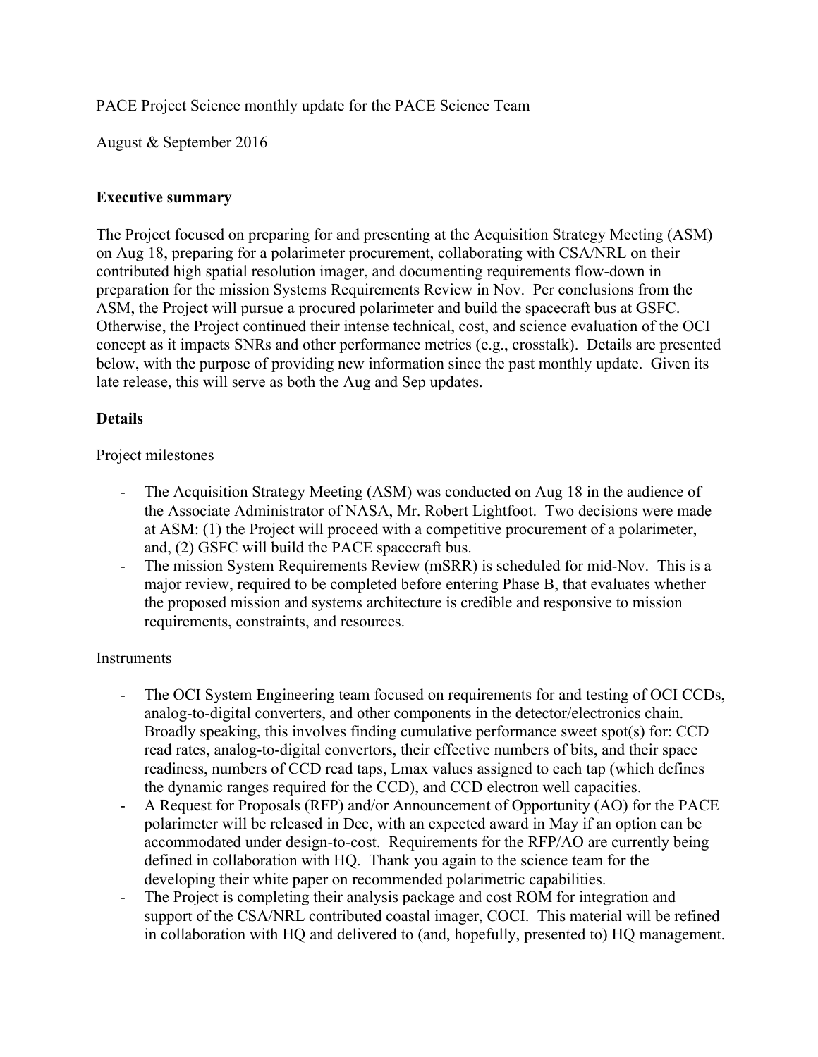PACE Project Science monthly update for the PACE Science Team

August & September 2016

**Executive summary**

The Project focused on preparing for and presenting at the Acquisition Strategy Meeting (ASM) on Aug 18, preparing for a polarimeter procurement, collaborating with CSA/NRL on their contributed high spatial resolution imager, and documenting requirements flow-down in preparation for the mission Systems Requirements Review in Nov. Per conclusions from the ASM, the Project will pursue a procured polarimeter and build the spacecraft bus at GSFC. Otherwise, the Project continued their intense technical, cost, and science evaluation of the OCI concept as it impacts SNRs and other performance metrics (e.g., crosstalk). Details are presented below, with the purpose of providing new information since the past monthly update. Given its late release, this will serve as both the Aug and Sep updates.

**Details**

Project milestones

- The Acquisition Strategy Meeting (ASM) was conducted on Aug 18 in the audience of the Associate Administrator of NASA, Mr. Robert Lightfoot. Two decisions were made at ASM: (1) the Project will proceed with a competitive procurement of a polarimeter, and, (2) GSFC will build the PACE spacecraft bus.
- The mission System Requirements Review (mSRR) is scheduled for mid-Nov. This is a major review, required to be completed before entering Phase B, that evaluates whether the proposed mission and systems architecture is credible and responsive to mission requirements, constraints, and resources.

Instruments

- The OCI System Engineering team focused on requirements for and testing of OCI CCDs, analog-to-digital converters, and other components in the detector/electronics chain. Broadly speaking, this involves finding cumulative performance sweet spot(s) for: CCD read rates, analog-to-digital convertors, their effective numbers of bits, and their space readiness, numbers of CCD read taps, Lmax values assigned to each tap (which defines the dynamic ranges required for the CCD), and CCD electron well capacities.
- A Request for Proposals (RFP) and/or Announcement of Opportunity (AO) for the PACE polarimeter will be released in Dec, with an expected award in May if an option can be accommodated under design-to-cost. Requirements for the RFP/AO are currently being defined in collaboration with HQ. Thank you again to the science team for the developing their white paper on recommended polarimetric capabilities.
- The Project is completing their analysis package and cost ROM for integration and support of the CSA/NRL contributed coastal imager, COCI. This material will be refined in collaboration with HQ and delivered to (and, hopefully, presented to) HQ management.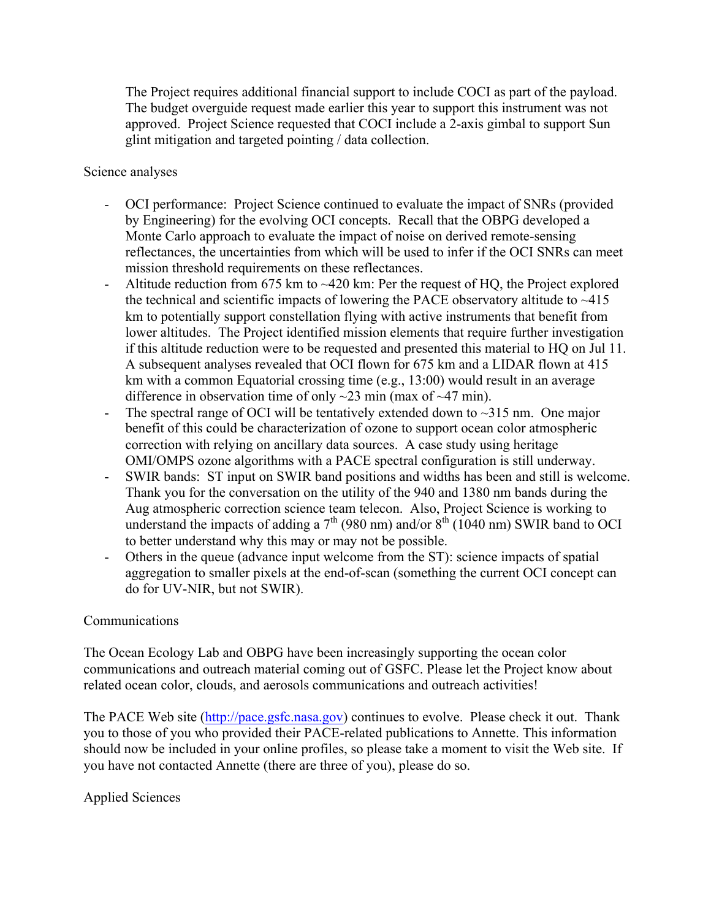The Project requires additional financial support to include COCI as part of the payload. The budget overguide request made earlier this year to support this instrument was not approved. Project Science requested that COCI include a 2-axis gimbal to support Sun glint mitigation and targeted pointing / data collection.

Science analyses

- OCI performance: Project Science continued to evaluate the impact of SNRs (provided by Engineering) for the evolving OCI concepts. Recall that the OBPG developed a Monte Carlo approach to evaluate the impact of noise on derived remote-sensing reflectances, the uncertainties from which will be used to infer if the OCI SNRs can meet mission threshold requirements on these reflectances.
- Altitude reduction from 675 km to ~420 km: Per the request of HQ, the Project explored the technical and scientific impacts of lowering the PACE observatory altitude to ~415 km to potentially support constellation flying with active instruments that benefit from lower altitudes. The Project identified mission elements that require further investigation if this altitude reduction were to be requested and presented this material to HQ on Jul 11. A subsequent analyses revealed that OCI flown for 675 km and a LIDAR flown at 415 km with a common Equatorial crossing time (e.g., 13:00) would result in an average difference in observation time of only ~23 min (max of ~47 min).
- The spectral range of OCI will be tentatively extended down to ~315 nm. One major benefit of this could be characterization of ozone to support ocean color atmospheric correction with relying on ancillary data sources. A case study using heritage OMI/OMPS ozone algorithms with a PACE spectral configuration is still underway.
- SWIR bands: ST input on SWIR band positions and widths has been and still is welcome. Thank you for the conversation on the utility of the 940 and 1380 nm bands during the Aug atmospheric correction science team telecon. Also, Project Science is working to understand the impacts of adding a 7th (980 nm) and/or 8th (1040 nm) SWIR band to OCI to better understand why this may or may not be possible.
- Others in the queue (advance input welcome from the ST): science impacts of spatial aggregation to smaller pixels at the end-of-scan (something the current OCI concept can do for UV-NIR, but not SWIR).

Communications

The Ocean Ecology Lab and OBPG have been increasingly supporting the ocean color communications and outreach material coming out of GSFC. Please let the Project know about related ocean color, clouds, and aerosols communications and outreach activities!

The PACE Web site (http://pace.gsfc.nasa.gov) continues to evolve. Please check it out. Thank you to those of you who provided their PACE-related publications to Annette. This information should now be included in your online profiles, so please take a moment to visit the Web site. If you have not contacted Annette (there are three of you), please do so.

Applied Sciences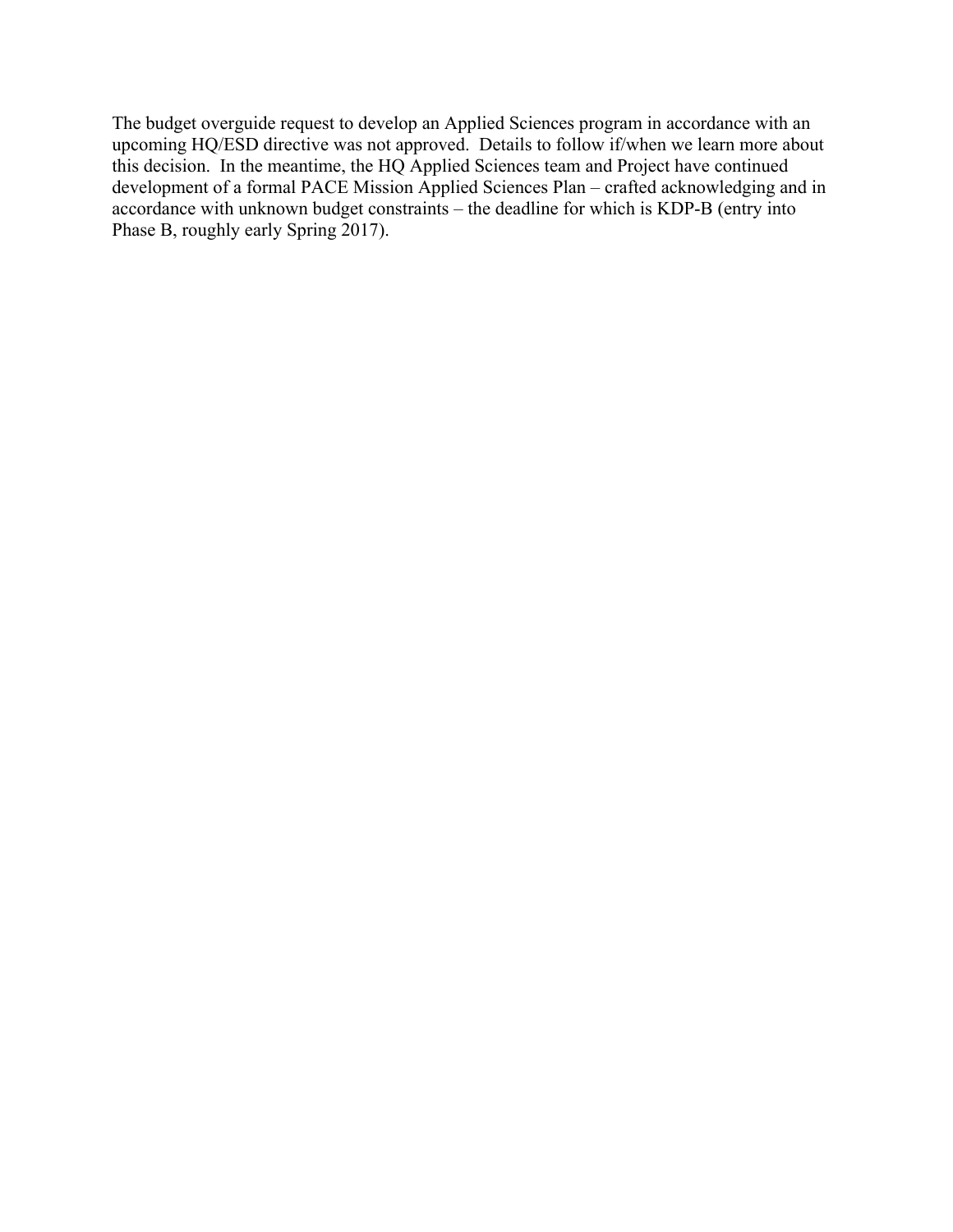The budget overguide request to develop an Applied Sciences program in accordance with an upcoming HQ/ESD directive was not approved. Details to follow if/when we learn more about this decision. In the meantime, the HQ Applied Sciences team and Project have continued development of a formal PACE Mission Applied Sciences Plan – crafted acknowledging and in accordance with unknown budget constraints – the deadline for which is KDP-B (entry into Phase B, roughly early Spring 2017).